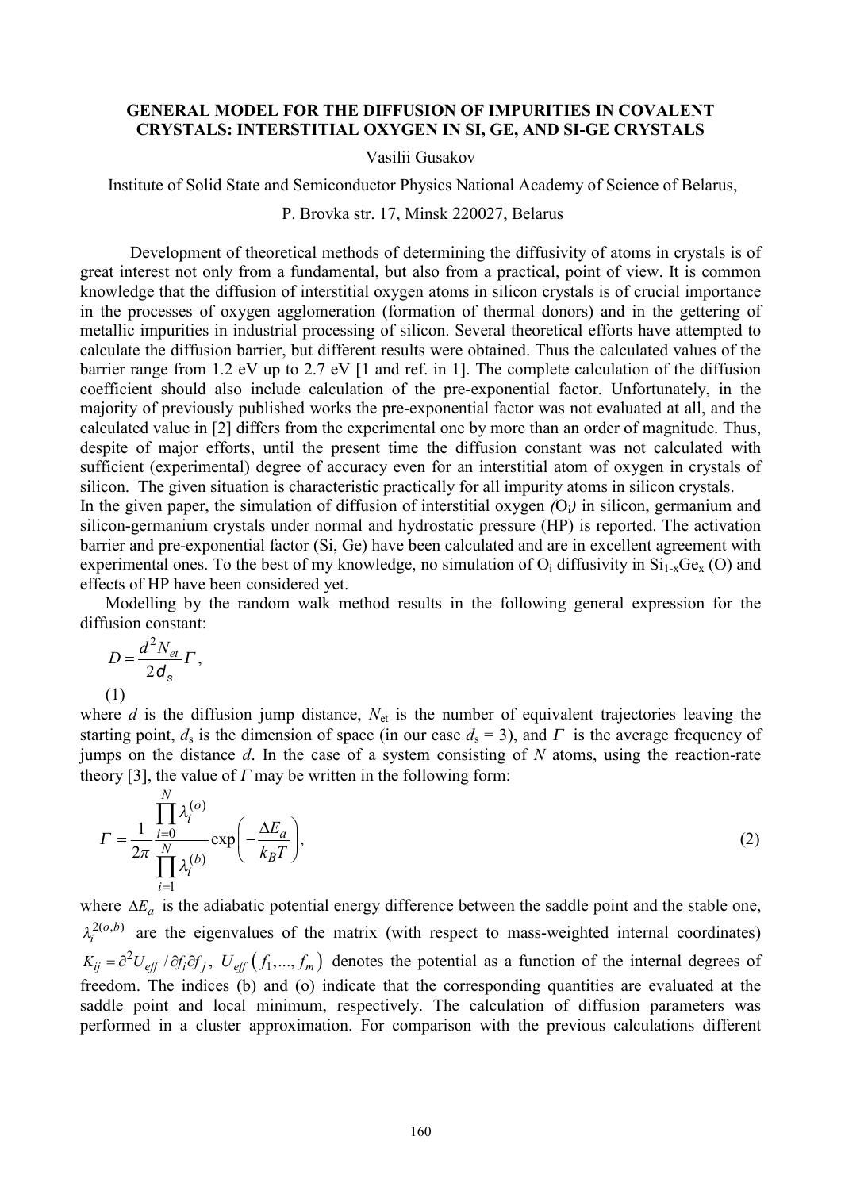# GENERAL MODEL FOR THE DIFFUSION OF IMPURITIES IN COVALENT CRYSTALS: INTERSTITIAL OXYGEN IN SI, GE, AND SI-GE CRYSTALS

Vasilii Gusakov

Institute of Solid State and Semiconductor Physics National Academy of Science of Belarus,

P. Brovka str. 17, Minsk 220027, Belarus

Development of theoretical methods of determining the diffusivity of atoms in crystals is of great interest not only from a fundamental, but also from a practical, point of view. It is common knowledge that the diffusion of interstitial oxygen atoms in silicon crystals is of crucial importance in the processes of oxygen agglomeration (formation of thermal donors) and in the gettering of metallic impurities in industrial processing of silicon. Several theoretical efforts have attempted to calculate the diffusion barrier, but different results were obtained. Thus the calculated values of the barrier range from 1.2 eV up to 2.7 eV [1 and ref. in 1]. The complete calculation of the diffusion coefficient should also include calculation of the pre-exponential factor. Unfortunately, in the majority of previously published works the pre-exponential factor was not evaluated at all, and the calculated value in [2] differs from the experimental one by more than an order of magnitude. Thus, despite of major efforts, until the present time the diffusion constant was not calculated with sufficient (experimental) degree of accuracy even for an interstitial atom of oxygen in crystals of silicon. The given situation is characteristic practically for all impurity atoms in silicon crystals.

In the given paper, the simulation of diffusion of interstitial oxygen ($O_i$) in silicon, germanium and silicon-germanium crystals under normal and hydrostatic pressure (HP) is reported. The activation barrier and pre-exponential factor (Si, Ge) have been calculated and are in excellent agreement with experimental ones. To the best of my knowledge, no simulation of $O_i$ diffusivity in $Si_{1-x}Ge_x$ (O) and effects of HP have been considered yet.

Modelling by the random walk method results in the following general expression for the diffusion constant:

$$D = \frac{d^2 N_{et}}{2 d_s} \Gamma, \tag{1}$$

where $d$ is the diffusion jump distance, $N_{et}$ is the number of equivalent trajectories leaving the starting point, $d_s$ is the dimension of space (in our case $d_s = 3$), and $\Gamma$ is the average frequency of jumps on the distance $d$. In the case of a system consisting of $N$ atoms, using the reaction-rate theory [3], the value of $\Gamma$ may be written in the following form:

$$\Gamma = \frac{1}{2\pi} \frac{\prod_{i=0}^{N} \lambda_i^{(o)}}{\prod_{i=1}^{N} \lambda_i^{(b)}} \exp\left(-\frac{\Delta E_a}{k_B T}\right), \tag{2}$$

where $\Delta E_a$ is the adiabatic potential energy difference between the saddle point and the stable one, $\lambda_i^{2(o,b)}$ are the eigenvalues of the matrix (with respect to mass-weighted internal coordinates) $K_{ij} = \partial^2 U_{eff} / \partial f_i \partial f_j$, $U_{eff}(f_1, ..., f_m)$ denotes the potential as a function of the internal degrees of freedom. The indices (b) and (o) indicate that the corresponding quantities are evaluated at the saddle point and local minimum, respectively. The calculation of diffusion parameters was performed in a cluster approximation. For comparison with the previous calculations different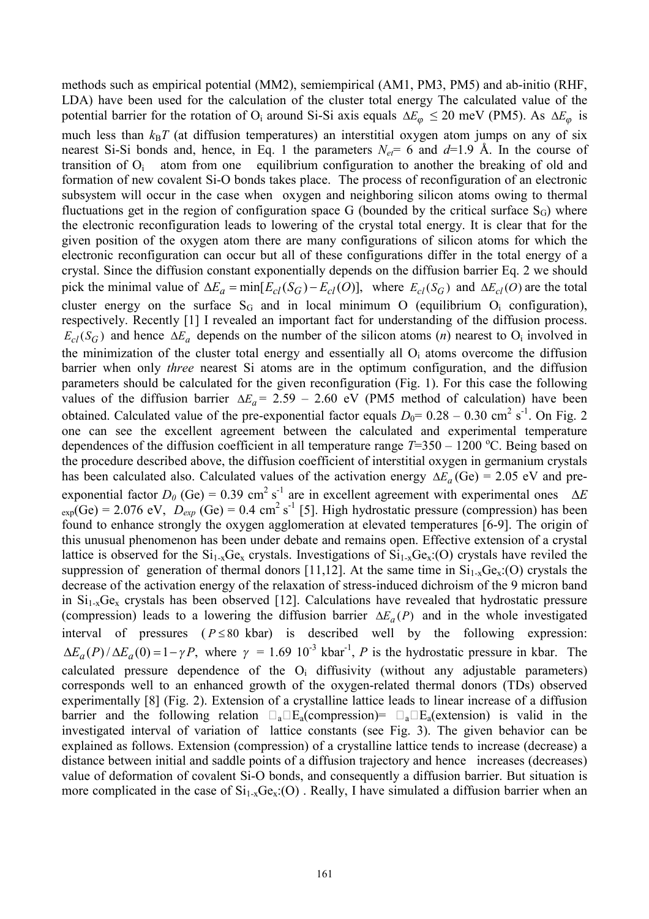methods such as empirical potential (MM2), semiempirical (AM1, PM3, PM5) and ab-initio (RHF, LDA) have been used for the calculation of the cluster total energy The calculated value of the potential barrier for the rotation of $O_i$ around Si-Si axis equals $\Delta E_\varphi \leq 20$ meV (PM5). As $\Delta E_\varphi$ is much less than $k_BT$ (at diffusion temperatures) an interstitial oxygen atom jumps on any of six nearest Si-Si bonds and, hence, in Eq. 1 the parameters $N_{et}$= 6 and $d$=1.9 Å. In the course of transition of $O_i$ atom from one equilibrium configuration to another the breaking of old and formation of new covalent Si-O bonds takes place. The process of reconfiguration of an electronic subsystem will occur in the case when oxygen and neighboring silicon atoms owing to thermal fluctuations get in the region of configuration space G (bounded by the critical surface $S_G$) where the electronic reconfiguration leads to lowering of the crystal total energy. It is clear that for the given position of the oxygen atom there are many configurations of silicon atoms for which the electronic reconfiguration can occur but all of these configurations differ in the total energy of a crystal. Since the diffusion constant exponentially depends on the diffusion barrier Eq. 2 we should pick the minimal value of $\Delta E_a = \min[E_{cl}(S_G) - E_{cl}(O)]$, where $E_{cl}(S_G)$ and $\Delta E_{cl}(O)$ are the total cluster energy on the surface $S_G$ and in local minimum O (equilibrium $O_i$ configuration), respectively. Recently [1] I revealed an important fact for understanding of the diffusion process. $E_{cl}(S_G)$ and hence $\Delta E_a$ depends on the number of the silicon atoms ($n$) nearest to $O_i$ involved in the minimization of the cluster total energy and essentially all $O_i$ atoms overcome the diffusion barrier when only *three* nearest Si atoms are in the optimum configuration, and the diffusion parameters should be calculated for the given reconfiguration (Fig. 1). For this case the following values of the diffusion barrier $\Delta E_a$= 2.59 – 2.60 eV (PM5 method of calculation) have been obtained. Calculated value of the pre-exponential factor equals $D_0$= 0.28 – 0.30 cm$^2$ s$^{-1}$. On Fig. 2 one can see the excellent agreement between the calculated and experimental temperature dependences of the diffusion coefficient in all temperature range $T$=350 – 1200 °C. Being based on the procedure described above, the diffusion coefficient of interstitial oxygen in germanium crystals has been calculated also. Calculated values of the activation energy $\Delta E_a$(Ge) = 2.05 eV and pre-exponential factor $D_0$ (Ge) = 0.39 cm$^2$ s$^{-1}$ are in excellent agreement with experimental ones $\Delta E_{\exp}$(Ge) = 2.076 eV, $D_{exp}$ (Ge) = 0.4 cm$^2$ s$^{-1}$ [5]. High hydrostatic pressure (compression) has been found to enhance strongly the oxygen agglomeration at elevated temperatures [6-9]. The origin of this unusual phenomenon has been under debate and remains open. Effective extension of a crystal lattice is observed for the $Si_{1-x}Ge_x$ crystals. Investigations of $Si_{1-x}Ge_x$:(O) crystals have reviled the suppression of generation of thermal donors [11,12]. At the same time in $Si_{1-x}Ge_x$:(O) crystals the decrease of the activation energy of the relaxation of stress-induced dichroism of the 9 micron band in $Si_{1-x}Ge_x$ crystals has been observed [12]. Calculations have revealed that hydrostatic pressure (compression) leads to a lowering the diffusion barrier $\Delta E_a(P)$ and in the whole investigated interval of pressures ($P \leq 80$ kbar) is described well by the following expression: $\Delta E_a(P)/\Delta E_a(0) = 1 - \gamma P$, where $\gamma$ = 1.69 10$^{-3}$ kbar$^{-1}$, $P$ is the hydrostatic pressure in kbar. The calculated pressure dependence of the $O_i$ diffusivity (without any adjustable parameters) corresponds well to an enhanced growth of the oxygen-related thermal donors (TDs) observed experimentally [8] (Fig. 2). Extension of a crystalline lattice leads to linear increase of a diffusion barrier and the following relation $\Delta_a\Delta E_a$(compression)= $\Delta_a\Delta E_a$(extension) is valid in the investigated interval of variation of lattice constants (see Fig. 3). The given behavior can be explained as follows. Extension (compression) of a crystalline lattice tends to increase (decrease) a distance between initial and saddle points of a diffusion trajectory and hence increases (decreases) value of deformation of covalent Si-O bonds, and consequently a diffusion barrier. But situation is more complicated in the case of $Si_{1-x}Ge_x$:(O) . Really, I have simulated a diffusion barrier when an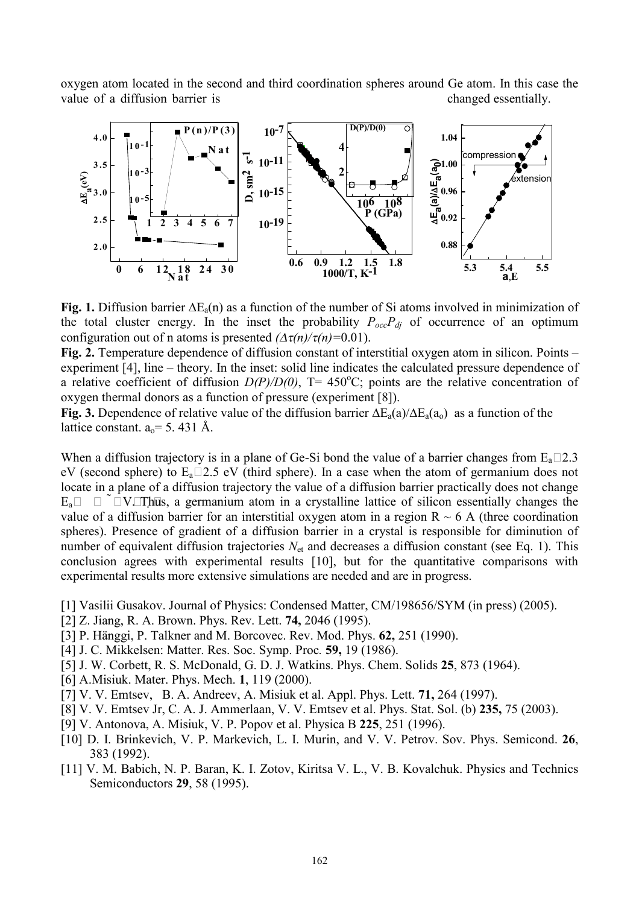oxygen atom located in the second and third coordination spheres around Ge atom. In this case the value of a diffusion barrier is changed essentially.

4.0
3.5
3.0
2.5
2.0
$\Delta E_a$ (eV)
0 6 12 18 24 30
N at
P(n)/P(3)
$10^{-1}$
$10^{-3}$
$10^{-5}$
N at
1 2 3 4 5 6 7

$10^{-7}$
$10^{-11}$
$10^{-15}$
$10^{-19}$
D, sm$^2$ s$^{-1}$
0.6 0.9 1.2 1.5 1.8
1000/T, K$^{-1}$
D(P)/D(0)
4
2
$10^6$ $10^8$
P (GPa)

1.04
1.00
0.96
0.92
0.88
$\Delta E_a(a)/\Delta E_a(a_0)$
compression
extension
5.3 5.4 5.5
a,E

**Fig. 1.** Diffusion barrier $\Delta E_a(n)$ as a function of the number of Si atoms involved in minimization of the total cluster energy. In the inset the probability $P_{occ}P_{dj}$ of occurrence of an optimum configuration out of n atoms is presented *(*$\Delta\tau(n)/\tau(n)$*=0.01)*.

**Fig. 2.** Temperature dependence of diffusion constant of interstitial oxygen atom in silicon. Points – experiment [4], line – theory. In the inset: solid line indicates the calculated pressure dependence of a relative coefficient of diffusion $D(P)/D(0)$, T= 450°C; points are the relative concentration of oxygen thermal donors as a function of pressure (experiment [8]).

**Fig. 3.** Dependence of relative value of the diffusion barrier $\Delta E_a(a)/\Delta E_a(a_o)$ as a function of the lattice constant. $a_o$= 5. 431 Å.

When a diffusion trajectory is in a plane of Ge-Si bond the value of a barrier changes from $E_a \approx 2.3$ eV (second sphere) to $E_a \approx 2.5$ eV (third sphere). In a case when the atom of germanium does not locate in a plane of a diffusion trajectory the value of a diffusion barrier practically does not change $E_a$ ~ eV. Thus, a germanium atom in a crystalline lattice of silicon essentially changes the value of a diffusion barrier for an interstitial oxygen atom in a region R ~ 6 A (three coordination spheres). Presence of gradient of a diffusion barrier in a crystal is responsible for diminution of number of equivalent diffusion trajectories $N_{et}$ and decreases a diffusion constant (see Eq. 1). This conclusion agrees with experimental results [10], but for the quantitative comparisons with experimental results more extensive simulations are needed and are in progress.

[1] Vasilii Gusakov. Journal of Physics: Condensed Matter, CM/198656/SYM (in press) (2005).
[2] Z. Jiang, R. A. Brown. Phys. Rev. Lett. **74,** 2046 (1995).
[3] P. Hänggi, P. Talkner and M. Borcovec. Rev. Mod. Phys. **62,** 251 (1990).
[4] J. C. Mikkelsen: Matter. Res. Soc. Symp. Proc*.* **59,** 19 (1986).
[5] J. W. Corbett, R. S. McDonald, G. D. J. Watkins. Phys. Chem. Solids **25**, 873 (1964).
[6] A.Misiuk. Mater. Phys. Mech. **1**, 119 (2000).
[7] V. V. Emtsev, B. A. Andreev, A. Misiuk et al. Appl. Phys. Lett. **71,** 264 (1997).
[8] V. V. Emtsev Jr, C. A. J. Ammerlaan, V. V. Emtsev et al. Phys. Stat. Sol. (b) **235,** 75 (2003).
[9] V. Antonova, A. Misiuk, V. P. Popov et al. Physica B **225**, 251 (1996).
[10] D. I. Brinkevich, V. P. Markevich, L. I. Murin, and V. V. Petrov. Sov. Phys. Semicond. **26**, 383 (1992).
[11] V. M. Babich, N. P. Baran, K. I. Zotov, Kiritsa V. L., V. B. Kovalchuk. Physics and Technics Semiconductors **29**, 58 (1995).